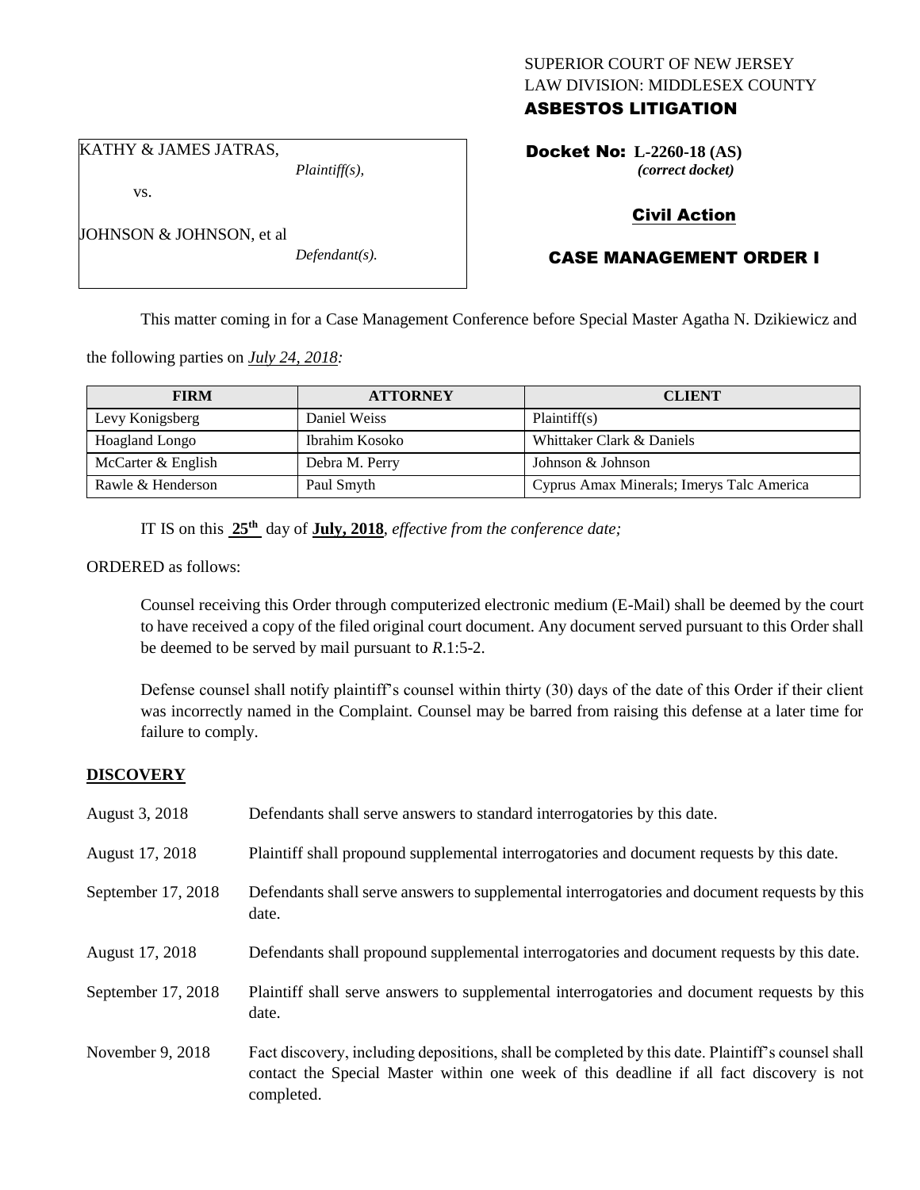SUPERIOR COURT OF NEW JERSEY
LAW DIVISION: MIDDLESEX COUNTY

**ASBESTOS LITIGATION**

KATHY & JAMES JATRAS,
*Plaintiff(s),*

vs.

JOHNSON & JOHNSON, et al
*Defendant(s).*

**Docket No: L-2260-18 (AS)**
***(correct docket)***

**Civil Action**

**CASE MANAGEMENT ORDER I**

This matter coming in for a Case Management Conference before Special Master Agatha N. Dzikiewicz and the following parties on ***July 24, 2018:***

| FIRM | ATTORNEY | CLIENT |
|---|---|---|
| Levy Konigsberg | Daniel Weiss | Plaintiff(s) |
| Hoagland Longo | Ibrahim Kosoko | Whittaker Clark & Daniels |
| McCarter & English | Debra M. Perry | Johnson & Johnson |
| Rawle & Henderson | Paul Smyth | Cyprus Amax Minerals; Imerys Talc America |

IT IS on this **25th** day of **July, 2018**, *effective from the conference date;*

ORDERED as follows:

Counsel receiving this Order through computerized electronic medium (E-Mail) shall be deemed by the court to have received a copy of the filed original court document. Any document served pursuant to this Order shall be deemed to be served by mail pursuant to *R*.1:5-2.

Defense counsel shall notify plaintiff's counsel within thirty (30) days of the date of this Order if their client was incorrectly named in the Complaint. Counsel may be barred from raising this defense at a later time for failure to comply.

## DISCOVERY

| | |
|---|---|
| August 3, 2018 | Defendants shall serve answers to standard interrogatories by this date. |
| August 17, 2018 | Plaintiff shall propound supplemental interrogatories and document requests by this date. |
| September 17, 2018 | Defendants shall serve answers to supplemental interrogatories and document requests by this date. |
| August 17, 2018 | Defendants shall propound supplemental interrogatories and document requests by this date. |
| September 17, 2018 | Plaintiff shall serve answers to supplemental interrogatories and document requests by this date. |
| November 9, 2018 | Fact discovery, including depositions, shall be completed by this date. Plaintiff's counsel shall contact the Special Master within one week of this deadline if all fact discovery is not completed. |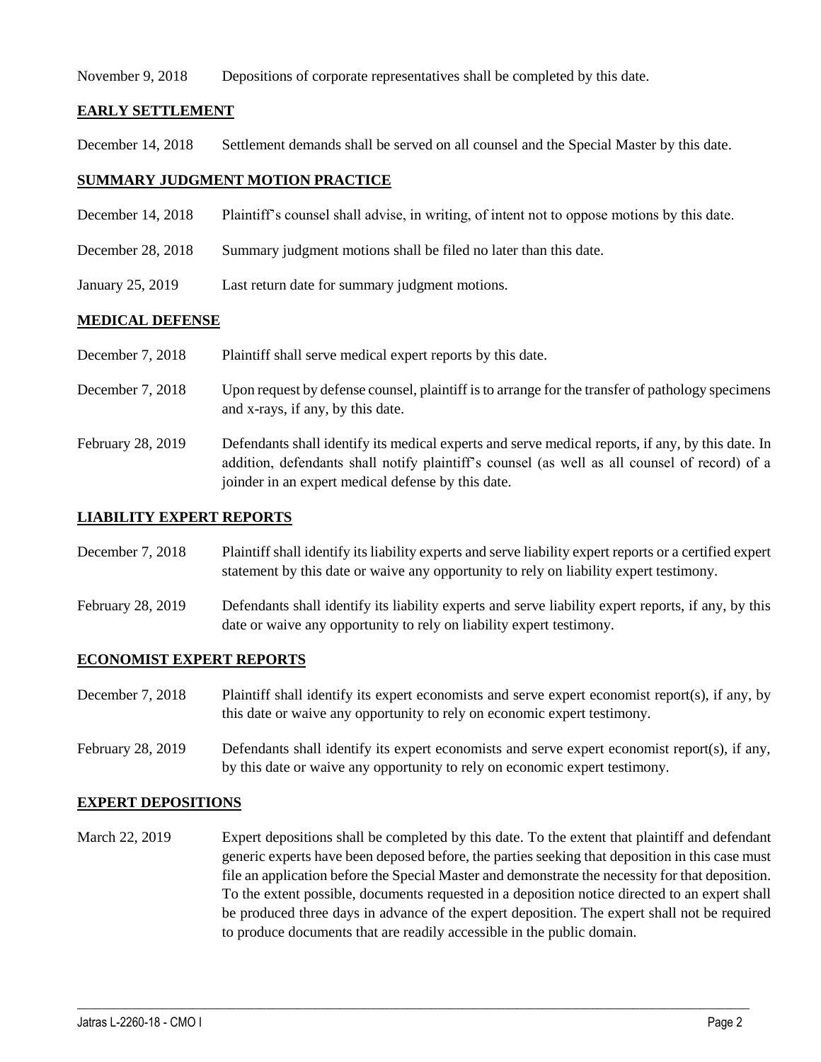November 9, 2018 Depositions of corporate representatives shall be completed by this date.

## EARLY SETTLEMENT

December 14, 2018 Settlement demands shall be served on all counsel and the Special Master by this date.

## SUMMARY JUDGMENT MOTION PRACTICE

December 14, 2018 Plaintiff's counsel shall advise, in writing, of intent not to oppose motions by this date.

December 28, 2018 Summary judgment motions shall be filed no later than this date.

January 25, 2019 Last return date for summary judgment motions.

## MEDICAL DEFENSE

December 7, 2018 Plaintiff shall serve medical expert reports by this date.

December 7, 2018 Upon request by defense counsel, plaintiff is to arrange for the transfer of pathology specimens and x-rays, if any, by this date.

February 28, 2019 Defendants shall identify its medical experts and serve medical reports, if any, by this date. In addition, defendants shall notify plaintiff's counsel (as well as all counsel of record) of a joinder in an expert medical defense by this date.

## LIABILITY EXPERT REPORTS

December 7, 2018 Plaintiff shall identify its liability experts and serve liability expert reports or a certified expert statement by this date or waive any opportunity to rely on liability expert testimony.

February 28, 2019 Defendants shall identify its liability experts and serve liability expert reports, if any, by this date or waive any opportunity to rely on liability expert testimony.

## ECONOMIST EXPERT REPORTS

December 7, 2018 Plaintiff shall identify its expert economists and serve expert economist report(s), if any, by this date or waive any opportunity to rely on economic expert testimony.

February 28, 2019 Defendants shall identify its expert economists and serve expert economist report(s), if any, by this date or waive any opportunity to rely on economic expert testimony.

## EXPERT DEPOSITIONS

March 22, 2019 Expert depositions shall be completed by this date. To the extent that plaintiff and defendant generic experts have been deposed before, the parties seeking that deposition in this case must file an application before the Special Master and demonstrate the necessity for that deposition. To the extent possible, documents requested in a deposition notice directed to an expert shall be produced three days in advance of the expert deposition. The expert shall not be required to produce documents that are readily accessible in the public domain.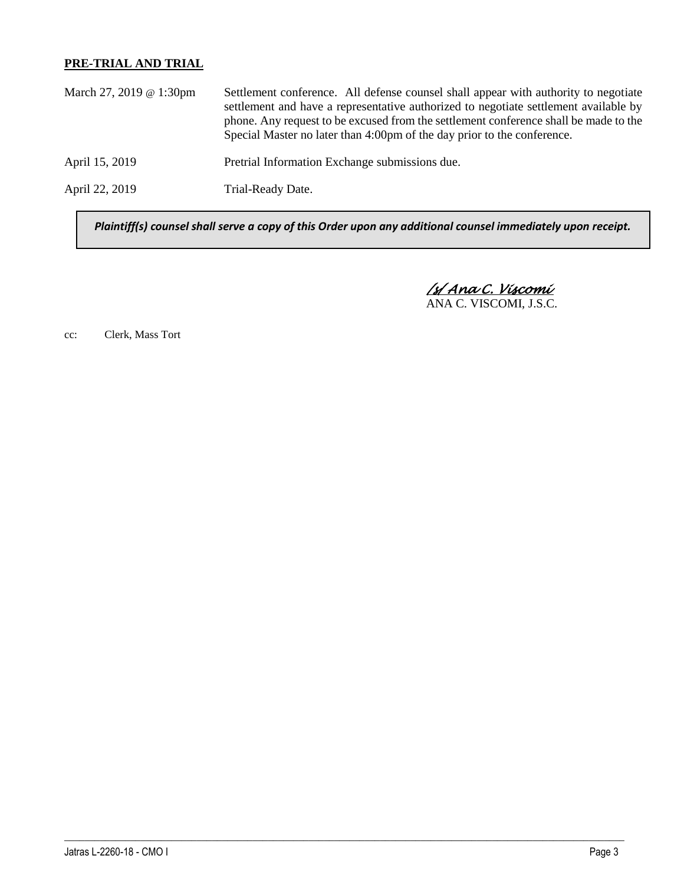## PRE-TRIAL AND TRIAL

| | |
|---|---|
| March 27, 2019 @ 1:30pm | Settlement conference. All defense counsel shall appear with authority to negotiate settlement and have a representative authorized to negotiate settlement available by phone. Any request to be excused from the settlement conference shall be made to the Special Master no later than 4:00pm of the day prior to the conference. |
| April 15, 2019 | Pretrial Information Exchange submissions due. |
| April 22, 2019 | Trial-Ready Date. |

***Plaintiff(s) counsel shall serve a copy of this Order upon any additional counsel immediately upon receipt.***

/s/ Ana C. Viscomi
ANA C. VISCOMI, J.S.C.

cc: Clerk, Mass Tort